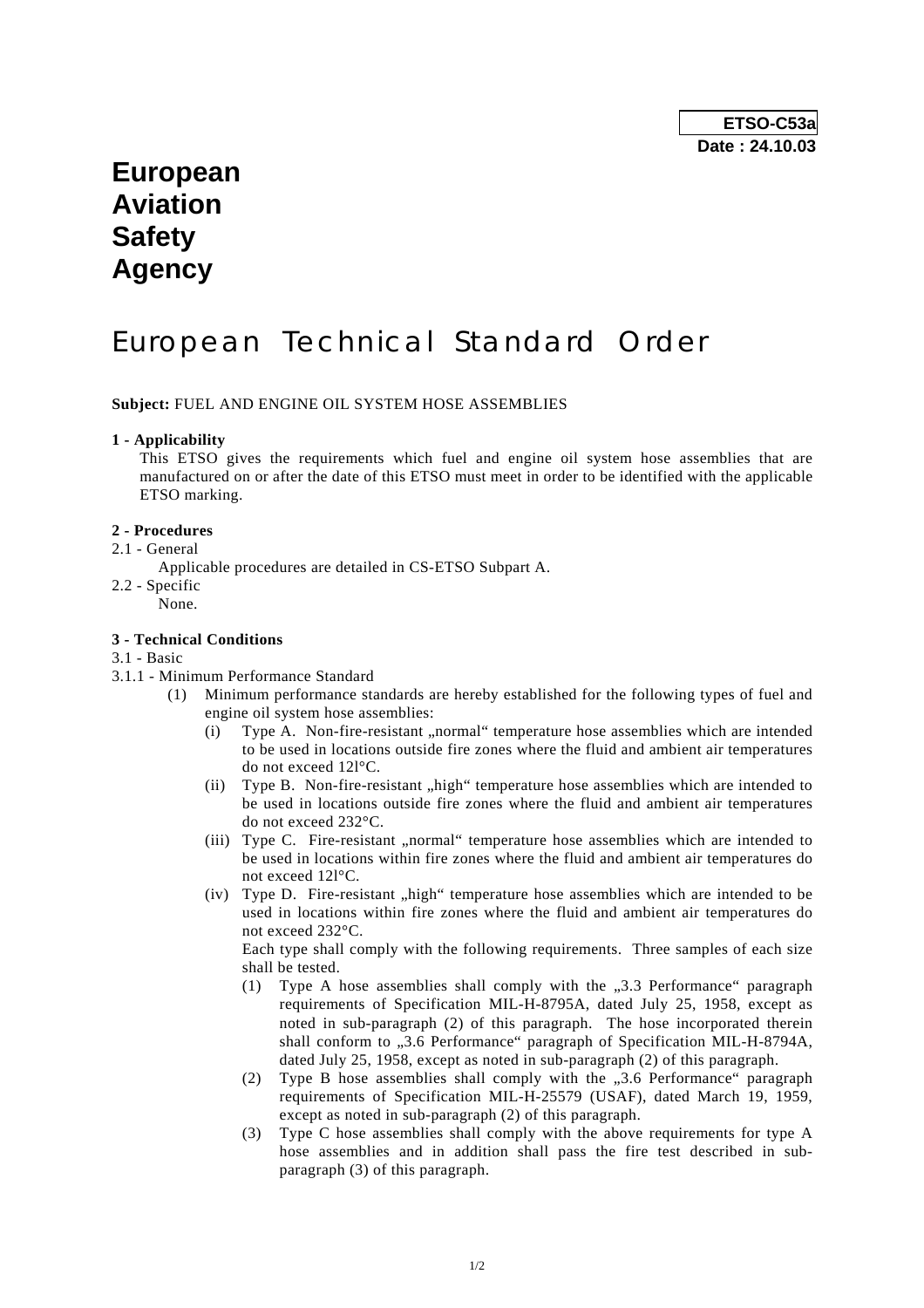**ETSO-C53a**
**Date : 24.10.03**

# European Aviation Safety Agency

# European Technical Standard Order

**Subject:** FUEL AND ENGINE OIL SYSTEM HOSE ASSEMBLIES

**1 - Applicability**

This ETSO gives the requirements which fuel and engine oil system hose assemblies that are manufactured on or after the date of this ETSO must meet in order to be identified with the applicable ETSO marking.

**2 - Procedures**

2.1 - General

Applicable procedures are detailed in CS-ETSO Subpart A.

2.2 - Specific

None.

**3 - Technical Conditions**

3.1 - Basic

3.1.1 - Minimum Performance Standard

(1) Minimum performance standards are hereby established for the following types of fuel and engine oil system hose assemblies:

(i) Type A. Non-fire-resistant „normal" temperature hose assemblies which are intended to be used in locations outside fire zones where the fluid and ambient air temperatures do not exceed 12l°C.

(ii) Type B. Non-fire-resistant „high" temperature hose assemblies which are intended to be used in locations outside fire zones where the fluid and ambient air temperatures do not exceed 232°C.

(iii) Type C. Fire-resistant „normal" temperature hose assemblies which are intended to be used in locations within fire zones where the fluid and ambient air temperatures do not exceed 12l°C.

(iv) Type D. Fire-resistant „high" temperature hose assemblies which are intended to be used in locations within fire zones where the fluid and ambient air temperatures do not exceed 232°C.

Each type shall comply with the following requirements. Three samples of each size shall be tested.

(1) Type A hose assemblies shall comply with the „3.3 Performance" paragraph requirements of Specification MIL-H-8795A, dated July 25, 1958, except as noted in sub-paragraph (2) of this paragraph. The hose incorporated therein shall conform to „3.6 Performance" paragraph of Specification MIL-H-8794A, dated July 25, 1958, except as noted in sub-paragraph (2) of this paragraph.

(2) Type B hose assemblies shall comply with the „3.6 Performance" paragraph requirements of Specification MIL-H-25579 (USAF), dated March 19, 1959, except as noted in sub-paragraph (2) of this paragraph.

(3) Type C hose assemblies shall comply with the above requirements for type A hose assemblies and in addition shall pass the fire test described in sub-paragraph (3) of this paragraph.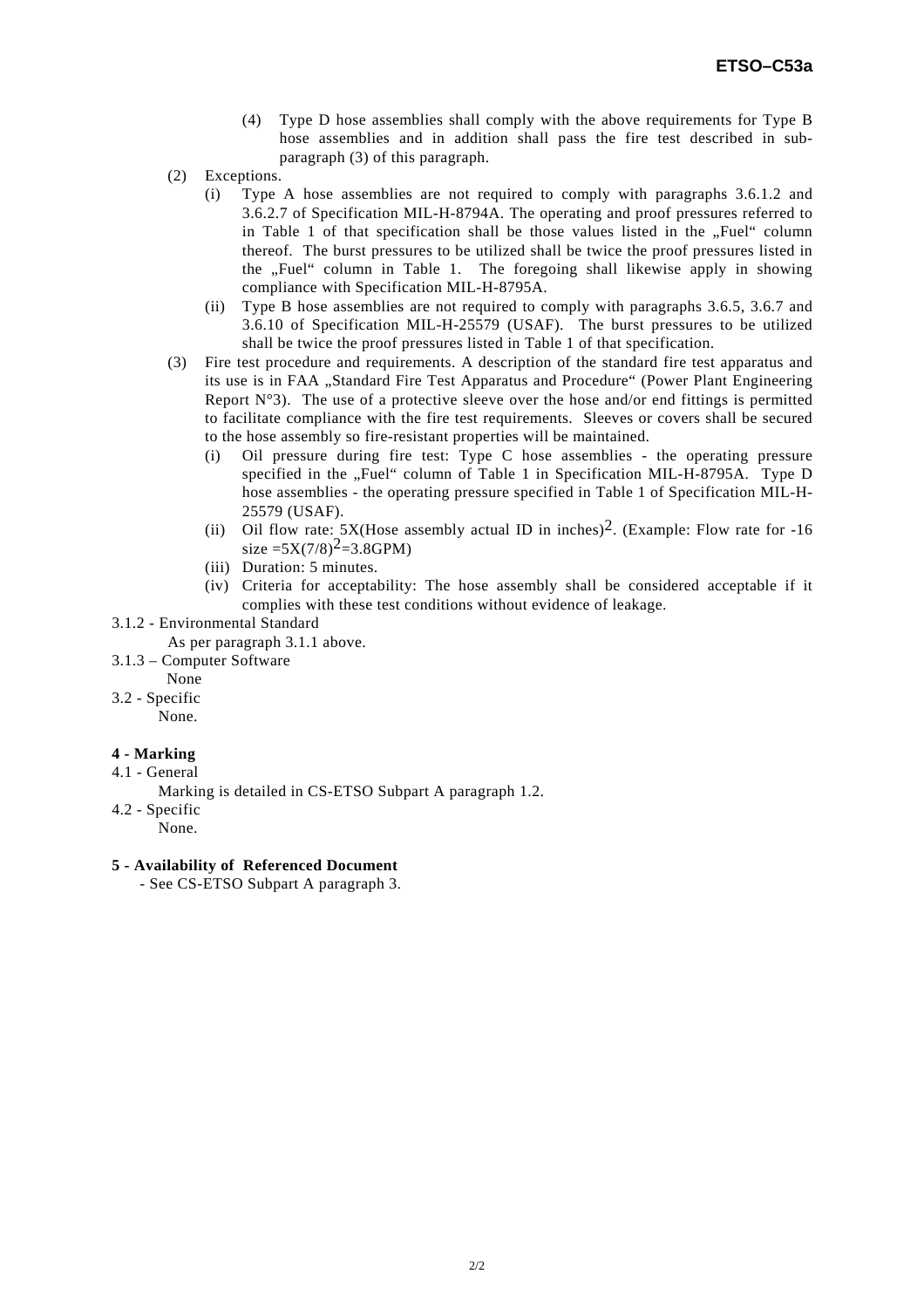(4) Type D hose assemblies shall comply with the above requirements for Type B hose assemblies and in addition shall pass the fire test described in sub-paragraph (3) of this paragraph.

(2) Exceptions.

(i) Type A hose assemblies are not required to comply with paragraphs 3.6.1.2 and 3.6.2.7 of Specification MIL-H-8794A. The operating and proof pressures referred to in Table 1 of that specification shall be those values listed in the „Fuel" column thereof. The burst pressures to be utilized shall be twice the proof pressures listed in the „Fuel" column in Table 1. The foregoing shall likewise apply in showing compliance with Specification MIL-H-8795A.

(ii) Type B hose assemblies are not required to comply with paragraphs 3.6.5, 3.6.7 and 3.6.10 of Specification MIL-H-25579 (USAF). The burst pressures to be utilized shall be twice the proof pressures listed in Table 1 of that specification.

(3) Fire test procedure and requirements. A description of the standard fire test apparatus and its use is in FAA „Standard Fire Test Apparatus and Procedure" (Power Plant Engineering Report N°3). The use of a protective sleeve over the hose and/or end fittings is permitted to facilitate compliance with the fire test requirements. Sleeves or covers shall be secured to the hose assembly so fire-resistant properties will be maintained.

(i) Oil pressure during fire test: Type C hose assemblies - the operating pressure specified in the „Fuel" column of Table 1 in Specification MIL-H-8795A. Type D hose assemblies - the operating pressure specified in Table 1 of Specification MIL-H-25579 (USAF).

(ii) Oil flow rate: 5X(Hose assembly actual ID in inches)$^2$. (Example: Flow rate for -16 size =5X(7/8)$^2$=3.8GPM)

(iii) Duration: 5 minutes.

(iv) Criteria for acceptability: The hose assembly shall be considered acceptable if it complies with these test conditions without evidence of leakage.

3.1.2 - Environmental Standard

As per paragraph 3.1.1 above.

3.1.3 – Computer Software

None

3.2 - Specific

None.

**4 - Marking**

4.1 - General

Marking is detailed in CS-ETSO Subpart A paragraph 1.2.

4.2 - Specific

None.

**5 - Availability of Referenced Document**

- See CS-ETSO Subpart A paragraph 3.